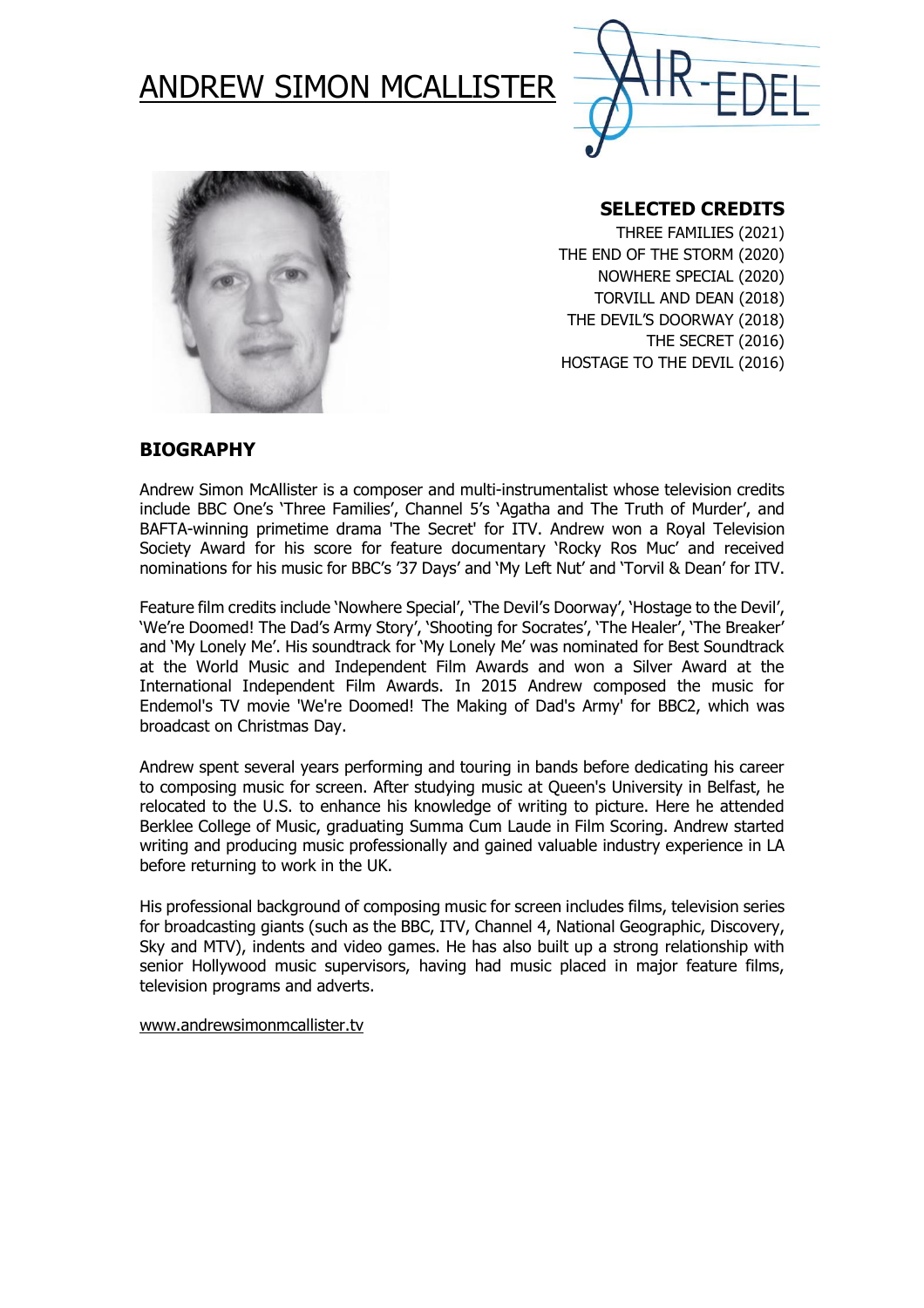# ANDREW SIMON MCALLISTER

## SELECTED CREDITS

THREE FAMILIES (2021)
THE END OF THE STORM (2020)
NOWHERE SPECIAL (2020)
TORVILL AND DEAN (2018)
THE DEVIL'S DOORWAY (2018)
THE SECRET (2016)
HOSTAGE TO THE DEVIL (2016)

## BIOGRAPHY

Andrew Simon McAllister is a composer and multi-instrumentalist whose television credits include BBC One's 'Three Families', Channel 5's 'Agatha and The Truth of Murder', and BAFTA-winning primetime drama 'The Secret' for ITV. Andrew won a Royal Television Society Award for his score for feature documentary 'Rocky Ros Muc' and received nominations for his music for BBC's '37 Days' and 'My Left Nut' and 'Torvil & Dean' for ITV.

Feature film credits include 'Nowhere Special', 'The Devil's Doorway', 'Hostage to the Devil', 'We're Doomed! The Dad's Army Story', 'Shooting for Socrates', 'The Healer', 'The Breaker' and 'My Lonely Me'. His soundtrack for 'My Lonely Me' was nominated for Best Soundtrack at the World Music and Independent Film Awards and won a Silver Award at the International Independent Film Awards. In 2015 Andrew composed the music for Endemol's TV movie 'We're Doomed! The Making of Dad's Army' for BBC2, which was broadcast on Christmas Day.

Andrew spent several years performing and touring in bands before dedicating his career to composing music for screen. After studying music at Queen's University in Belfast, he relocated to the U.S. to enhance his knowledge of writing to picture. Here he attended Berklee College of Music, graduating Summa Cum Laude in Film Scoring. Andrew started writing and producing music professionally and gained valuable industry experience in LA before returning to work in the UK.

His professional background of composing music for screen includes films, television series for broadcasting giants (such as the BBC, ITV, Channel 4, National Geographic, Discovery, Sky and MTV), indents and video games. He has also built up a strong relationship with senior Hollywood music supervisors, having had music placed in major feature films, television programs and adverts.

www.andrewsimonmcallister.tv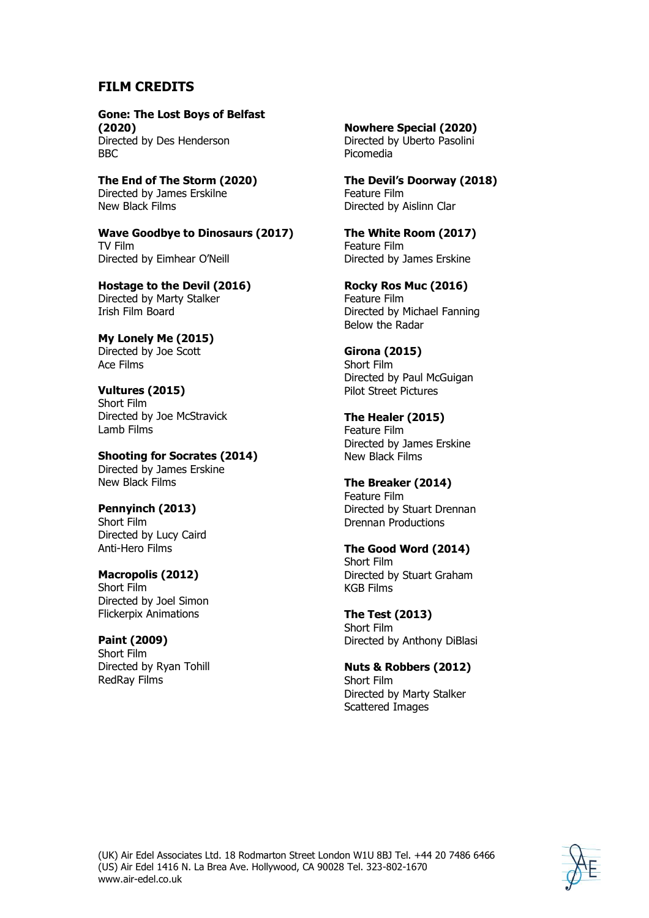## FILM CREDITS

**Gone: The Lost Boys of Belfast (2020)**
Directed by Des Henderson
BBC

**The End of The Storm (2020)**
Directed by James Erskilne
New Black Films

**Wave Goodbye to Dinosaurs (2017)**
TV Film
Directed by Eimhear O'Neill

**Hostage to the Devil (2016)**
Directed by Marty Stalker
Irish Film Board

**My Lonely Me (2015)**
Directed by Joe Scott
Ace Films

**Vultures (2015)**
Short Film
Directed by Joe McStravick
Lamb Films

**Shooting for Socrates (2014)**
Directed by James Erskine
New Black Films

**Pennyinch (2013)**
Short Film
Directed by Lucy Caird
Anti-Hero Films

**Macropolis (2012)**
Short Film
Directed by Joel Simon
Flickerpix Animations

**Paint (2009)**
Short Film
Directed by Ryan Tohill
RedRay Films

**Nowhere Special (2020)**
Directed by Uberto Pasolini
Picomedia

**The Devil's Doorway (2018)**
Feature Film
Directed by Aislinn Clar

**The White Room (2017)**
Feature Film
Directed by James Erskine

**Rocky Ros Muc (2016)**
Feature Film
Directed by Michael Fanning
Below the Radar

**Girona (2015)**
Short Film
Directed by Paul McGuigan
Pilot Street Pictures

**The Healer (2015)**
Feature Film
Directed by James Erskine
New Black Films

**The Breaker (2014)**
Feature Film
Directed by Stuart Drennan
Drennan Productions

**The Good Word (2014)**
Short Film
Directed by Stuart Graham
KGB Films

**The Test (2013)**
Short Film
Directed by Anthony DiBlasi

**Nuts & Robbers (2012)**
Short Film
Directed by Marty Stalker
Scattered Images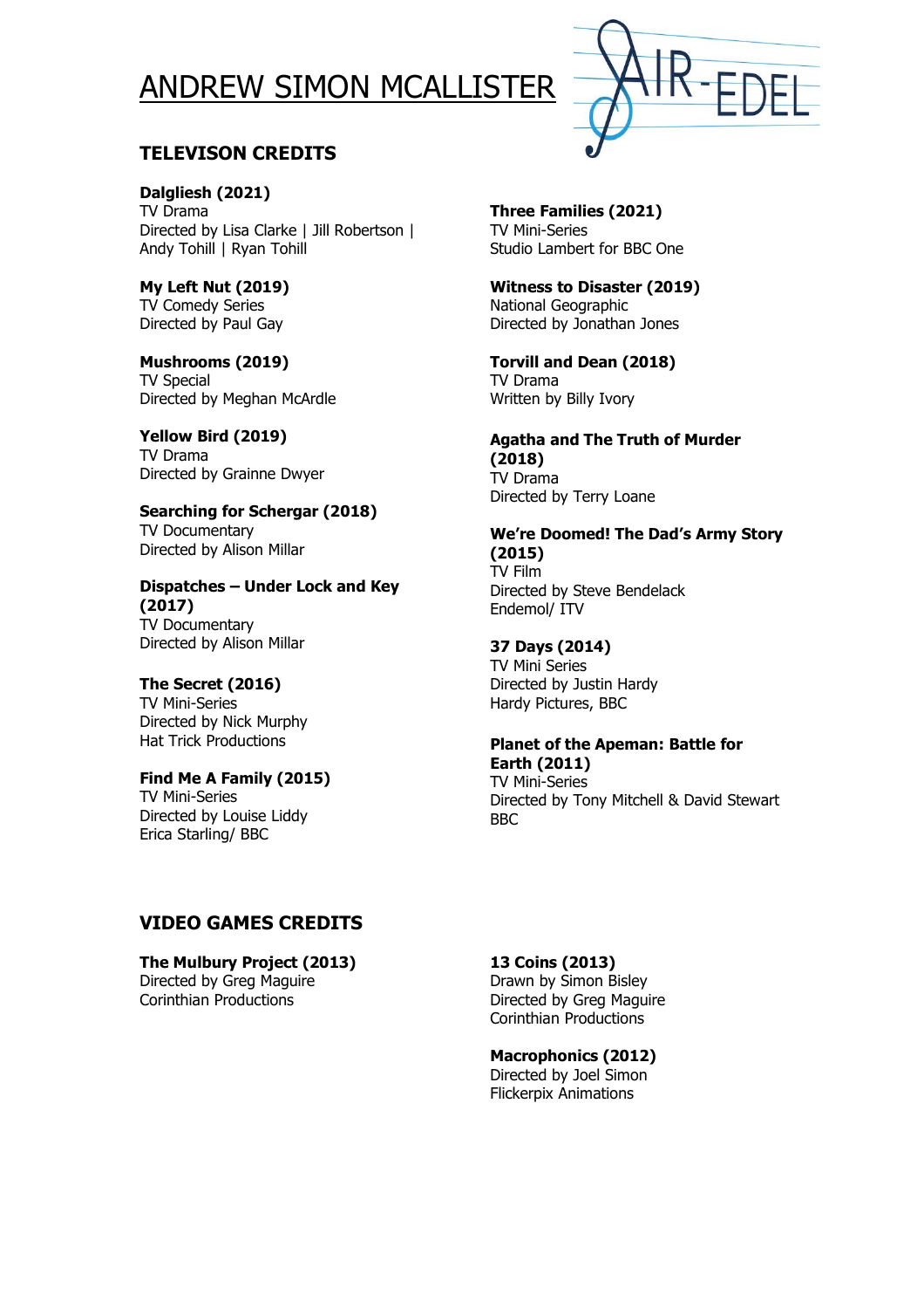# ANDREW SIMON MCALLISTER

## TELEVISON CREDITS

**Dalgliesh (2021)**
TV Drama
Directed by Lisa Clarke | Jill Robertson | Andy Tohill | Ryan Tohill

**My Left Nut (2019)**
TV Comedy Series
Directed by Paul Gay

**Mushrooms (2019)**
TV Special
Directed by Meghan McArdle

**Yellow Bird (2019)**
TV Drama
Directed by Grainne Dwyer

**Searching for Schergar (2018)**
TV Documentary
Directed by Alison Millar

**Dispatches – Under Lock and Key (2017)**
TV Documentary
Directed by Alison Millar

**The Secret (2016)**
TV Mini-Series
Directed by Nick Murphy
Hat Trick Productions

**Find Me A Family (2015)**
TV Mini-Series
Directed by Louise Liddy
Erica Starling/ BBC

**Three Families (2021)**
TV Mini-Series
Studio Lambert for BBC One

**Witness to Disaster (2019)**
National Geographic
Directed by Jonathan Jones

**Torvill and Dean (2018)**
TV Drama
Written by Billy Ivory

**Agatha and The Truth of Murder (2018)**
TV Drama
Directed by Terry Loane

**We're Doomed! The Dad's Army Story (2015)**
TV Film
Directed by Steve Bendelack
Endemol/ ITV

**37 Days (2014)**
TV Mini Series
Directed by Justin Hardy
Hardy Pictures, BBC

**Planet of the Apeman: Battle for Earth (2011)**
TV Mini-Series
Directed by Tony Mitchell & David Stewart
BBC

## VIDEO GAMES CREDITS

**The Mulbury Project (2013)**
Directed by Greg Maguire
Corinthian Productions

**13 Coins (2013)**
Drawn by Simon Bisley
Directed by Greg Maguire
Corinthian Productions

**Macrophonics (2012)**
Directed by Joel Simon
Flickerpix Animations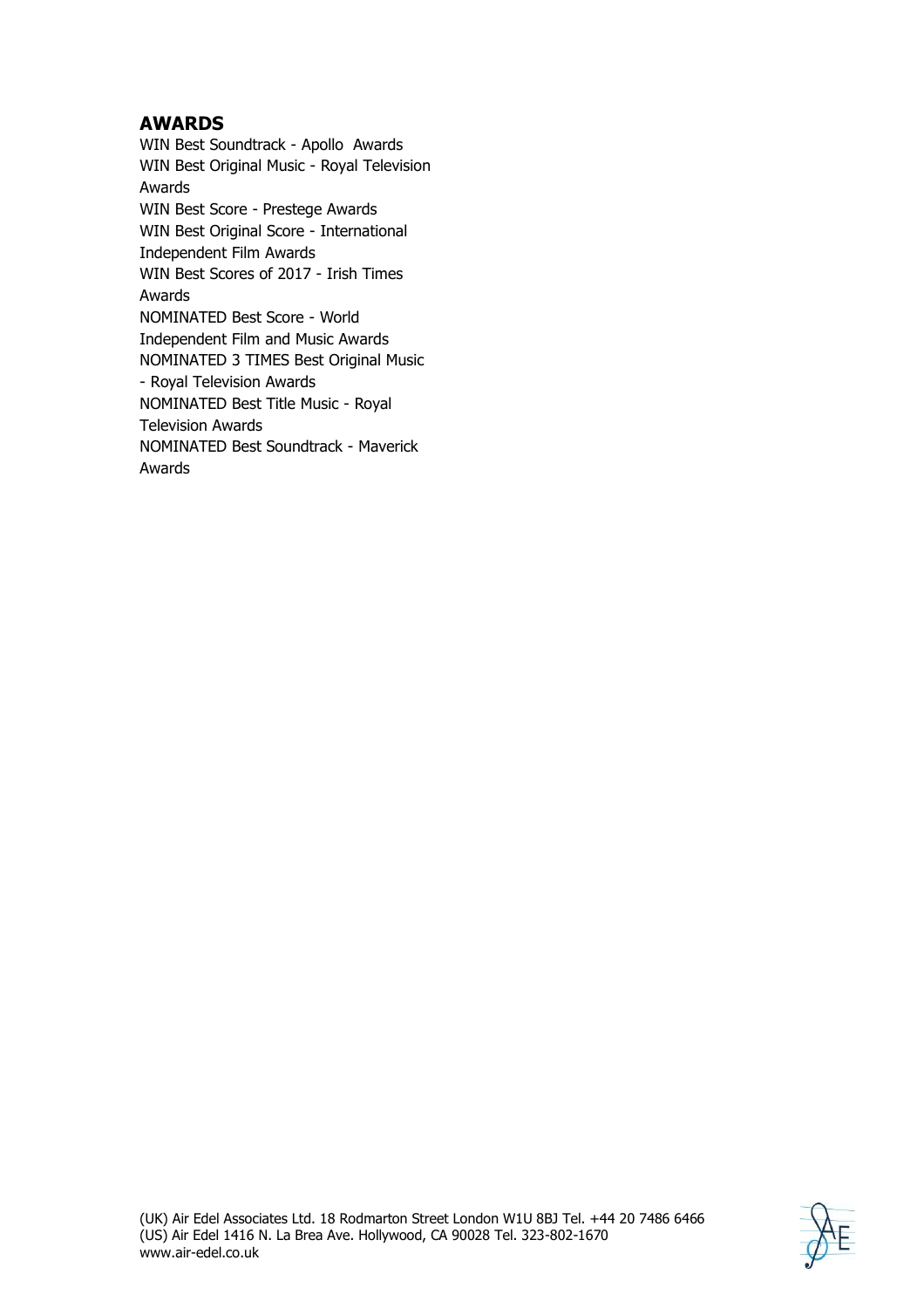## AWARDS

WIN Best Soundtrack - Apollo Awards
WIN Best Original Music - Royal Television Awards
WIN Best Score - Prestege Awards
WIN Best Original Score - International Independent Film Awards
WIN Best Scores of 2017 - Irish Times Awards
NOMINATED Best Score - World Independent Film and Music Awards
NOMINATED 3 TIMES Best Original Music - Royal Television Awards
NOMINATED Best Title Music - Royal Television Awards
NOMINATED Best Soundtrack - Maverick Awards